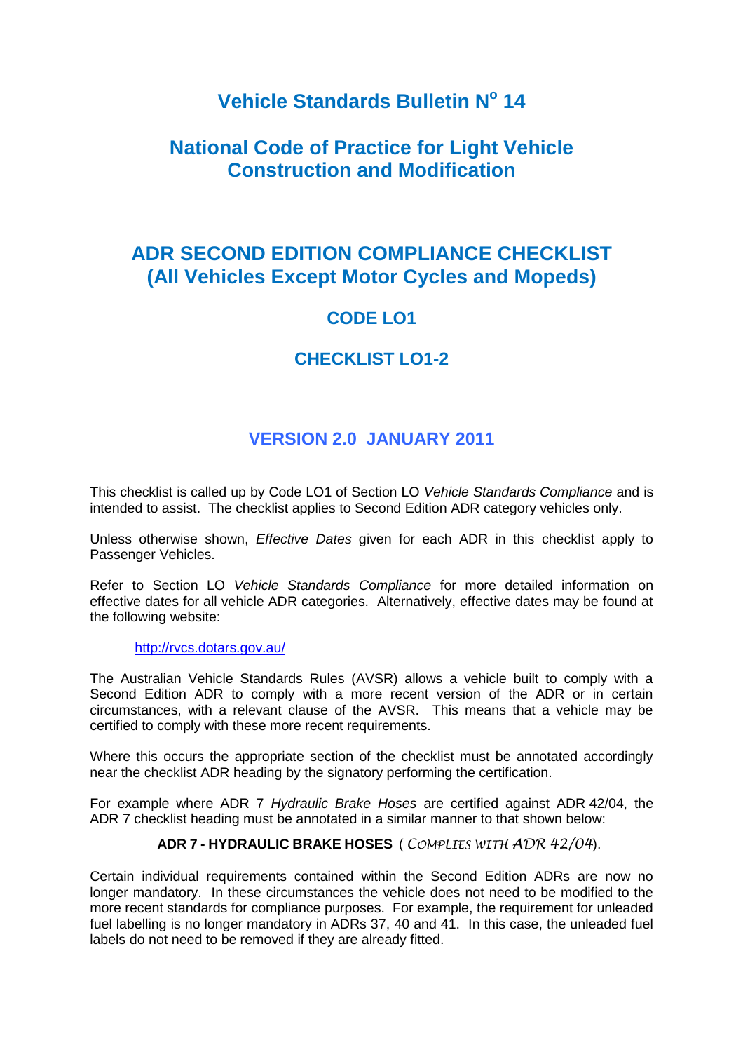# Vehicle Standards Bulletin N° 14

# National Code of Practice for Light Vehicle Construction and Modification

## ADR SECOND EDITION COMPLIANCE CHECKLIST (All Vehicles Except Motor Cycles and Mopeds)

### CODE LO1

### CHECKLIST LO1-2

### VERSION 2.0 JANUARY 2011

This checklist is called up by Code LO1 of Section LO *Vehicle Standards Compliance* and is intended to assist. The checklist applies to Second Edition ADR category vehicles only.

Unless otherwise shown, *Effective Dates* given for each ADR in this checklist apply to Passenger Vehicles.

Refer to Section LO *Vehicle Standards Compliance* for more detailed information on effective dates for all vehicle ADR categories. Alternatively, effective dates may be found at the following website:

http://rvcs.dotars.gov.au/

The Australian Vehicle Standards Rules (AVSR) allows a vehicle built to comply with a Second Edition ADR to comply with a more recent version of the ADR or in certain circumstances, with a relevant clause of the AVSR. This means that a vehicle may be certified to comply with these more recent requirements.

Where this occurs the appropriate section of the checklist must be annotated accordingly near the checklist ADR heading by the signatory performing the certification.

For example where ADR 7 *Hydraulic Brake Hoses* are certified against ADR 42/04, the ADR 7 checklist heading must be annotated in a similar manner to that shown below:

**ADR 7 - HYDRAULIC BRAKE HOSES** ( *COMPLIES WITH ADR 42/04*).

Certain individual requirements contained within the Second Edition ADRs are now no longer mandatory. In these circumstances the vehicle does not need to be modified to the more recent standards for compliance purposes. For example, the requirement for unleaded fuel labelling is no longer mandatory in ADRs 37, 40 and 41. In this case, the unleaded fuel labels do not need to be removed if they are already fitted.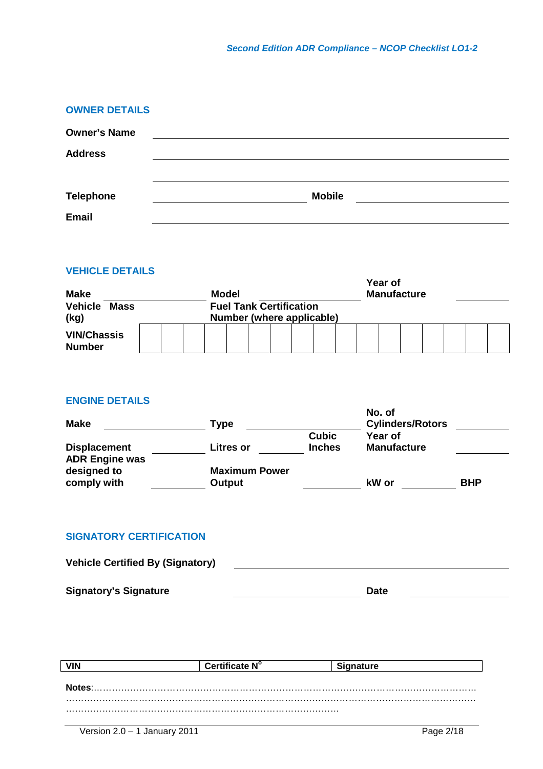## OWNER DETAILS

**Owner's Name** \_\_\_\_\_\_\_\_\_\_\_\_\_\_\_\_\_\_\_\_\_\_\_\_\_\_\_\_\_\_\_\_\_\_\_\_\_\_\_\_

**Address** \_\_\_\_\_\_\_\_\_\_\_\_\_\_\_\_\_\_\_\_\_\_\_\_\_\_\_\_\_\_\_\_\_\_\_\_\_\_\_\_

\_\_\_\_\_\_\_\_\_\_\_\_\_\_\_\_\_\_\_\_\_\_\_\_\_\_\_\_\_\_\_\_\_\_\_\_\_\_\_\_

**Telephone** \_\_\_\_\_\_\_\_\_\_\_\_\_\_\_\_\_\_\_\_ **Mobile** \_\_\_\_\_\_\_\_\_\_\_\_\_\_\_\_\_\_\_\_

**Email** \_\_\_\_\_\_\_\_\_\_\_\_\_\_\_\_\_\_\_\_\_\_\_\_\_\_\_\_\_\_\_\_\_\_\_\_\_\_\_\_

## VEHICLE DETAILS

**Make** \_\_\_\_\_\_\_\_\_\_\_\_ **Model** \_\_\_\_\_\_\_\_\_\_\_\_ **Year of Manufacture** \_\_\_\_\_\_\_\_

**Vehicle Mass (kg)** \_\_\_\_\_\_\_\_\_\_\_\_ **Fuel Tank Certification Number (where applicable)** \_\_\_\_\_\_\_\_\_\_\_\_

| **VIN/Chassis Number** | | | | | | | | | | | | | | | | | |
|---|---|---|---|---|---|---|---|---|---|---|---|---|---|---|---|---|---|

## ENGINE DETAILS

**Make** \_\_\_\_\_\_\_\_\_\_\_\_ **Type** \_\_\_\_\_\_\_\_\_\_\_\_ **No. of Cylinders/Rotors** \_\_\_\_\_\_\_\_

**Displacement** \_\_\_\_\_\_\_\_ **Litres or** \_\_\_\_\_\_\_\_ **Cubic Inches** **Year of Manufacture** \_\_\_\_\_\_\_\_

**ADR Engine was designed to comply with** \_\_\_\_\_\_\_\_ **Maximum Power Output** \_\_\_\_\_\_\_\_ **kW or** \_\_\_\_\_\_\_\_ **BHP**

## SIGNATORY CERTIFICATION

**Vehicle Certified By (Signatory)** \_\_\_\_\_\_\_\_\_\_\_\_\_\_\_\_\_\_\_\_\_\_\_\_\_\_\_\_

**Signatory's Signature** \_\_\_\_\_\_\_\_\_\_\_\_\_\_\_\_\_\_\_\_ **Date** \_\_\_\_\_\_\_\_\_\_\_\_

| **VIN** | **Certificate N°** | **Signature** |
|---|---|---|

**Notes**:……………………………………………………………………………………………………………
……………………………………………………………………………………………………………………
………………………………………………………………………………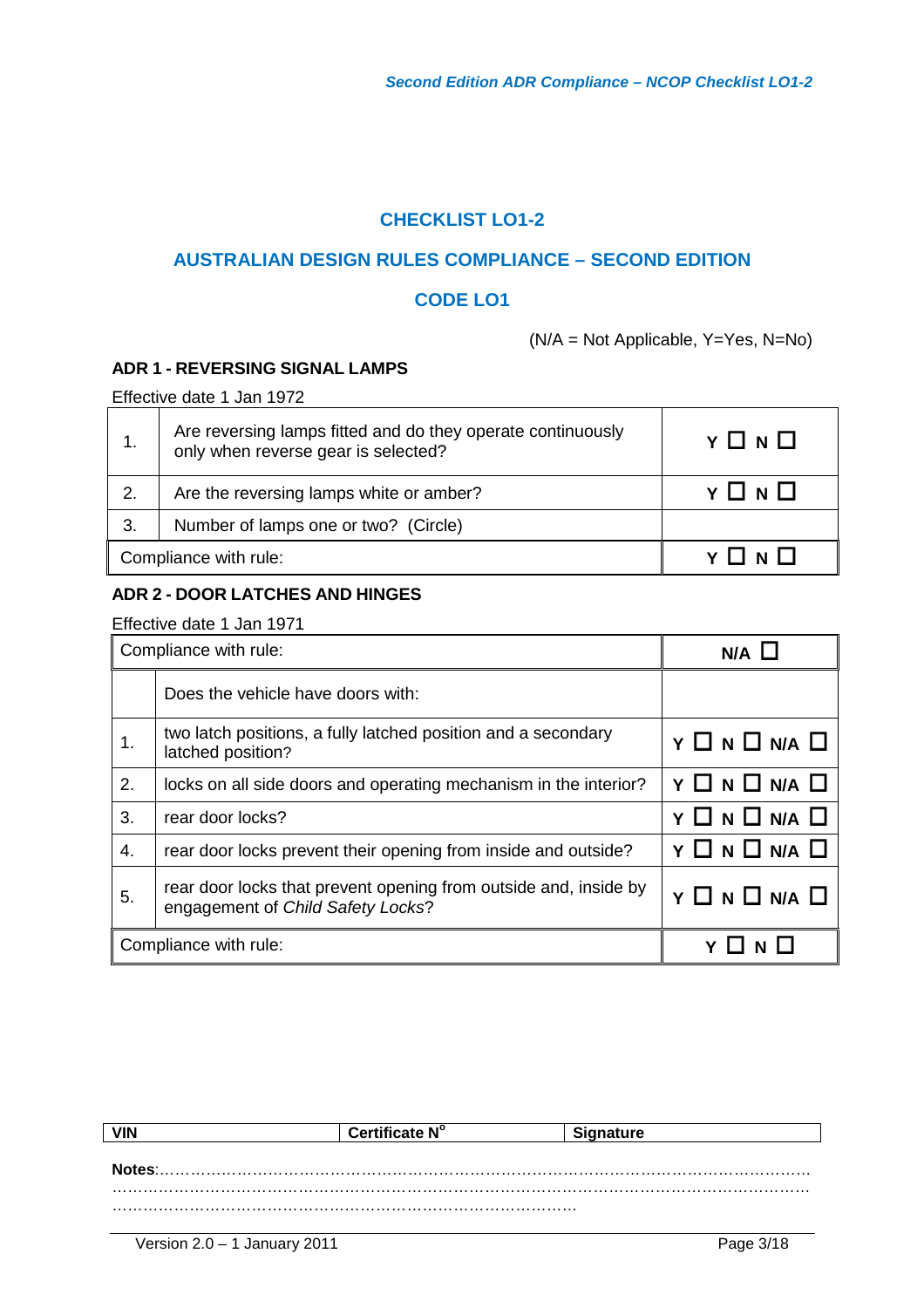# CHECKLIST LO1-2

## AUSTRALIAN DESIGN RULES COMPLIANCE – SECOND EDITION

## CODE LO1

(N/A = Not Applicable, Y=Yes, N=No)

### ADR 1 - REVERSING SIGNAL LAMPS

Effective date 1 Jan 1972

| | | |
|---|---|---|
| 1. | Are reversing lamps fitted and do they operate continuously only when reverse gear is selected? | Y ☐ N ☐ |
| 2. | Are the reversing lamps white or amber? | Y ☐ N ☐ |
| 3. | Number of lamps one or two? (Circle) | |
| Compliance with rule: | | Y ☐ N ☐ |

### ADR 2 - DOOR LATCHES AND HINGES

Effective date 1 Jan 1971

| | | |
|---|---|---|
| Compliance with rule: | | N/A ☐ |
| | Does the vehicle have doors with: | |
| 1. | two latch positions, a fully latched position and a secondary latched position? | Y ☐ N ☐ N/A ☐ |
| 2. | locks on all side doors and operating mechanism in the interior? | Y ☐ N ☐ N/A ☐ |
| 3. | rear door locks? | Y ☐ N ☐ N/A ☐ |
| 4. | rear door locks prevent their opening from inside and outside? | Y ☐ N ☐ N/A ☐ |
| 5. | rear door locks that prevent opening from outside and, inside by engagement of *Child Safety Locks*? | Y ☐ N ☐ N/A ☐ |
| Compliance with rule: | | Y ☐ N ☐ |

| VIN | Certificate N° | Signature |
|---|---|---|

**Notes**:……………………………………………………………………………………………………………
…………………………………………………………………………………………………………………
……………………………………………………………………………………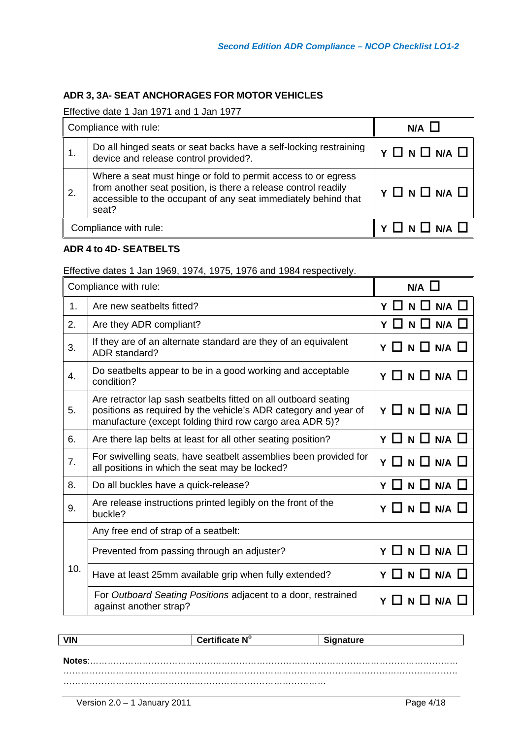### ADR 3, 3A- SEAT ANCHORAGES FOR MOTOR VEHICLES

Effective date 1 Jan 1971 and 1 Jan 1977

| Compliance with rule: | | N/A ☐ |
|---|---|---|
| 1. | Do all hinged seats or seat backs have a self-locking restraining device and release control provided?. | Y ☐ N ☐ N/A ☐ |
| 2. | Where a seat must hinge or fold to permit access to or egress from another seat position, is there a release control readily accessible to the occupant of any seat immediately behind that seat? | Y ☐ N ☐ N/A ☐ |
| Compliance with rule: | | Y ☐ N ☐ N/A ☐ |

### ADR 4 to 4D- SEATBELTS

Effective dates 1 Jan 1969, 1974, 1975, 1976 and 1984 respectively.

| Compliance with rule: | | N/A ☐ |
|---|---|---|
| 1. | Are new seatbelts fitted? | Y ☐ N ☐ N/A ☐ |
| 2. | Are they ADR compliant? | Y ☐ N ☐ N/A ☐ |
| 3. | If they are of an alternate standard are they of an equivalent ADR standard? | Y ☐ N ☐ N/A ☐ |
| 4. | Do seatbelts appear to be in a good working and acceptable condition? | Y ☐ N ☐ N/A ☐ |
| 5. | Are retractor lap sash seatbelts fitted on all outboard seating positions as required by the vehicle's ADR category and year of manufacture (except folding third row cargo area ADR 5)? | Y ☐ N ☐ N/A ☐ |
| 6. | Are there lap belts at least for all other seating position? | Y ☐ N ☐ N/A ☐ |
| 7. | For swivelling seats, have seatbelt assemblies been provided for all positions in which the seat may be locked? | Y ☐ N ☐ N/A ☐ |
| 8. | Do all buckles have a quick-release? | Y ☐ N ☐ N/A ☐ |
| 9. | Are release instructions printed legibly on the front of the buckle? | Y ☐ N ☐ N/A ☐ |
| 10. | Any free end of strap of a seatbelt: | |
| | Prevented from passing through an adjuster? | Y ☐ N ☐ N/A ☐ |
| | Have at least 25mm available grip when fully extended? | Y ☐ N ☐ N/A ☐ |
| | For *Outboard Seating Positions* adjacent to a door, restrained against another strap? | Y ☐ N ☐ N/A ☐ |

| VIN | Certificate N° | Signature |
|---|---|---|

**Notes**:……………………………………………………………………………………………………………
……………………………………………………………………………………………………………………
…………………………………………………………………………………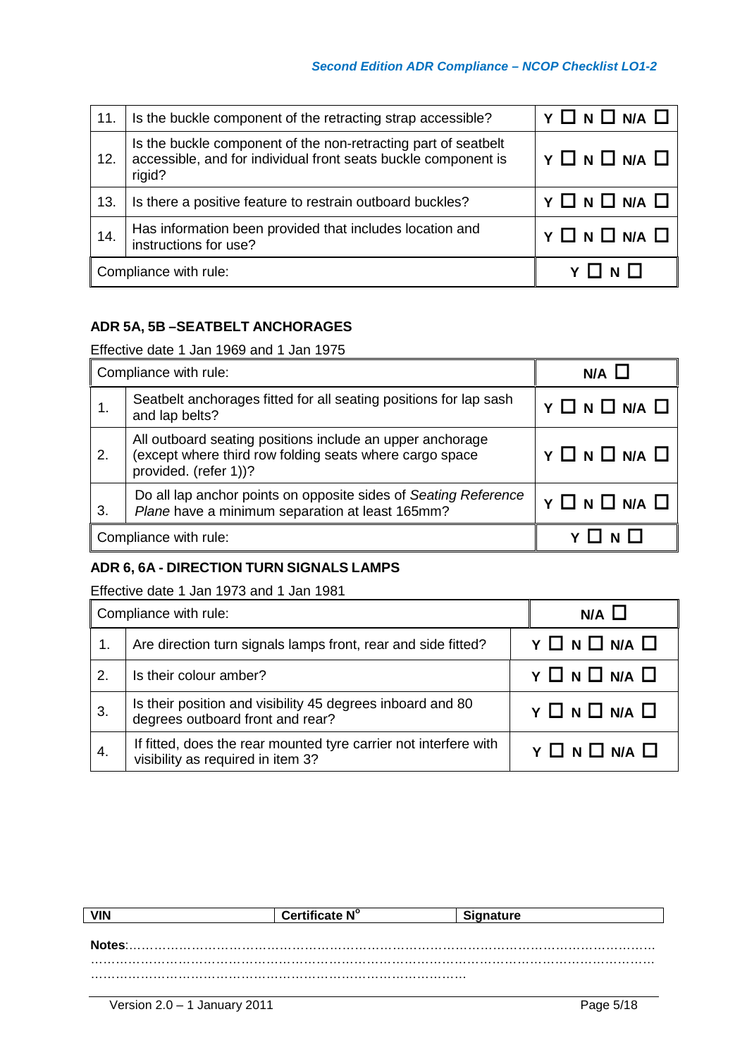| 11. | Is the buckle component of the retracting strap accessible? | Y ☐ N ☐ N/A ☐ |
|---|---|---|
| 12. | Is the buckle component of the non-retracting part of seatbelt accessible, and for individual front seats buckle component is rigid? | Y ☐ N ☐ N/A ☐ |
| 13. | Is there a positive feature to restrain outboard buckles? | Y ☐ N ☐ N/A ☐ |
| 14. | Has information been provided that includes location and instructions for use? | Y ☐ N ☐ N/A ☐ |
| Compliance with rule: | | Y ☐ N ☐ |

### ADR 5A, 5B –SEATBELT ANCHORAGES

Effective date 1 Jan 1969 and 1 Jan 1975

| Compliance with rule: | | N/A ☐ |
|---|---|---|
| 1. | Seatbelt anchorages fitted for all seating positions for lap sash and lap belts? | Y ☐ N ☐ N/A ☐ |
| 2. | All outboard seating positions include an upper anchorage (except where third row folding seats where cargo space provided. (refer 1))? | Y ☐ N ☐ N/A ☐ |
| 3. | Do all lap anchor points on opposite sides of *Seating Reference Plane* have a minimum separation at least 165mm? | Y ☐ N ☐ N/A ☐ |
| Compliance with rule: | | Y ☐ N ☐ |

### ADR 6, 6A - DIRECTION TURN SIGNALS LAMPS

Effective date 1 Jan 1973 and 1 Jan 1981

| Compliance with rule: | | N/A ☐ |
|---|---|---|
| 1. | Are direction turn signals lamps front, rear and side fitted? | Y ☐ N ☐ N/A ☐ |
| 2. | Is their colour amber? | Y ☐ N ☐ N/A ☐ |
| 3. | Is their position and visibility 45 degrees inboard and 80 degrees outboard front and rear? | Y ☐ N ☐ N/A ☐ |
| 4. | If fitted, does the rear mounted tyre carrier not interfere with visibility as required in item 3? | Y ☐ N ☐ N/A ☐ |

| VIN | Certificate N$^{o}$ | Signature |
|---|---|---|

**Notes**:……………………………………………………………………………………………………………………………………………………………………………………………………………………………………………………………………………………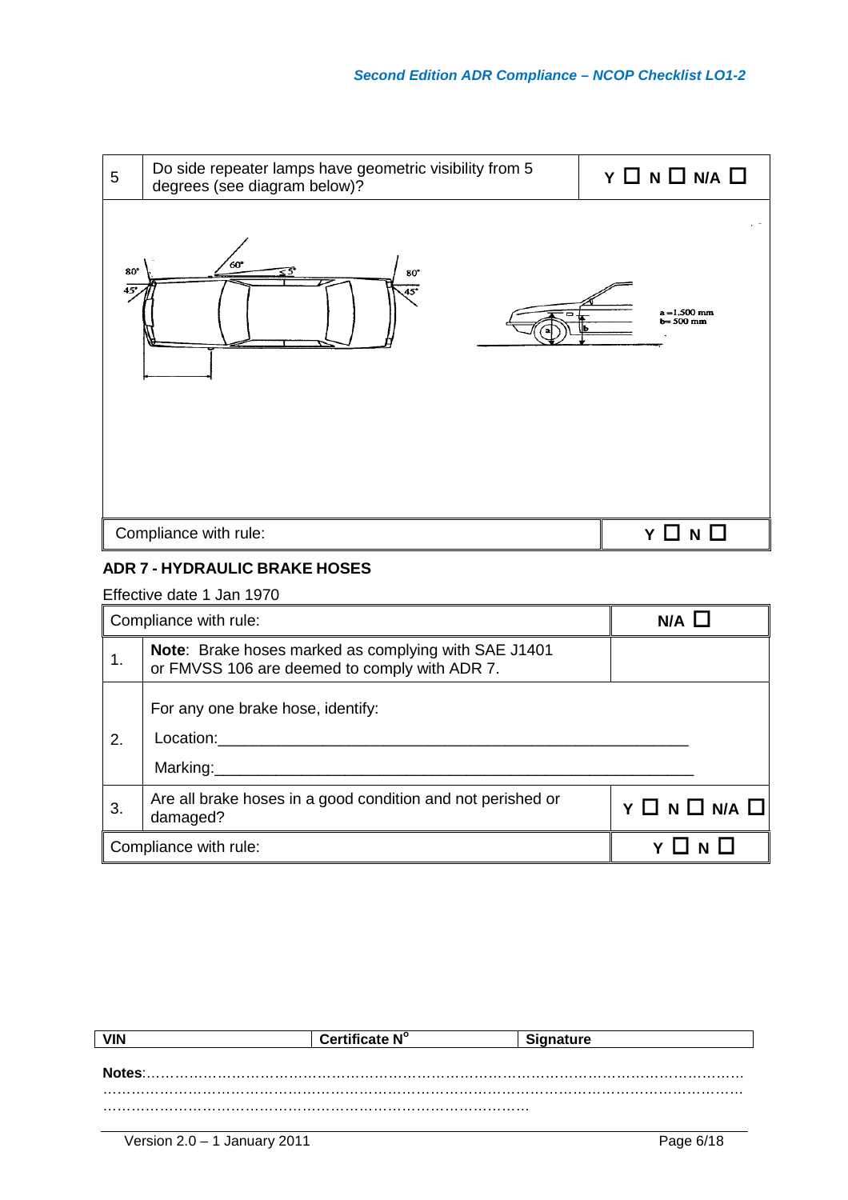| 5 | Do side repeater lamps have geometric visibility from 5 degrees (see diagram below)? | Y ☐ N ☐ N/A ☐ |
|---|---|---|

80° 45° 60° ≤5° 80° 45°

a = 1.500 mm
b = 500 mm

| Compliance with rule: | Y ☐ N ☐ |
|---|---|

**ADR 7 - HYDRAULIC BRAKE HOSES**

Effective date 1 Jan 1970

| Compliance with rule: | | N/A ☐ |
|---|---|---|
| 1. | **Note**: Brake hoses marked as complying with SAE J1401 or FMVSS 106 are deemed to comply with ADR 7. | |
| 2. | For any one brake hose, identify:<br>Location:\_\_\_\_\_\_\_\_\_\_\_\_\_\_\_\_\_\_\_\_\_\_\_\_\_\_\_\_\_\_\_\_\_\_\_\_\_\_\_\_<br>Marking:\_\_\_\_\_\_\_\_\_\_\_\_\_\_\_\_\_\_\_\_\_\_\_\_\_\_\_\_\_\_\_\_\_\_\_\_\_\_\_\_ | |
| 3. | Are all brake hoses in a good condition and not perished or damaged? | Y ☐ N ☐ N/A ☐ |
| Compliance with rule: | | Y ☐ N ☐ |

| VIN | Certificate N° | Signature |
|---|---|---|

**Notes**:……………………………………………………………………………………………………………
……………………………………………………………………………………………………………………
………………………………………………………………………………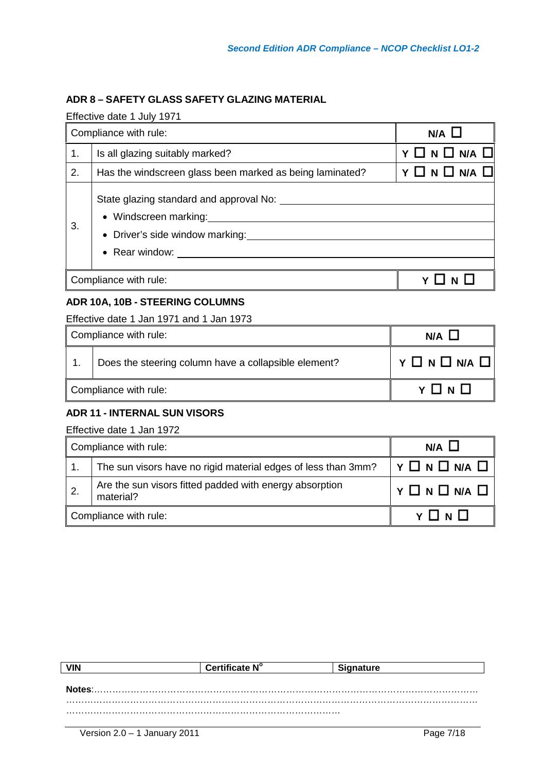### ADR 8 – SAFETY GLASS SAFETY GLAZING MATERIAL

Effective date 1 July 1971

| Compliance with rule: | | N/A ☐ |
|---|---|---|
| 1. | Is all glazing suitably marked? | Y ☐ N ☐ N/A ☐ |
| 2. | Has the windscreen glass been marked as being laminated? | Y ☐ N ☐ N/A ☐ |
| 3. | State glazing standard and approval No: ____________<br>• Windscreen marking: ____________<br>• Driver's side window marking: ____________<br>• Rear window: ____________ | |
| Compliance with rule: | | Y ☐ N ☐ |

### ADR 10A, 10B - STEERING COLUMNS

Effective date 1 Jan 1971 and 1 Jan 1973

| Compliance with rule: | | N/A ☐ |
|---|---|---|
| 1. | Does the steering column have a collapsible element? | Y ☐ N ☐ N/A ☐ |
| Compliance with rule: | | Y ☐ N ☐ |

### ADR 11 - INTERNAL SUN VISORS

Effective date 1 Jan 1972

| Compliance with rule: | | N/A ☐ |
|---|---|---|
| 1. | The sun visors have no rigid material edges of less than 3mm? | Y ☐ N ☐ N/A ☐ |
| 2. | Are the sun visors fitted padded with energy absorption material? | Y ☐ N ☐ N/A ☐ |
| Compliance with rule: | | Y ☐ N ☐ |

| VIN | Certificate N° | Signature |
|---|---|---|

**Notes**:…………………………………………………………………………………………………………………
…………………………………………………………………………………………………………………
…………………………………………………………………………………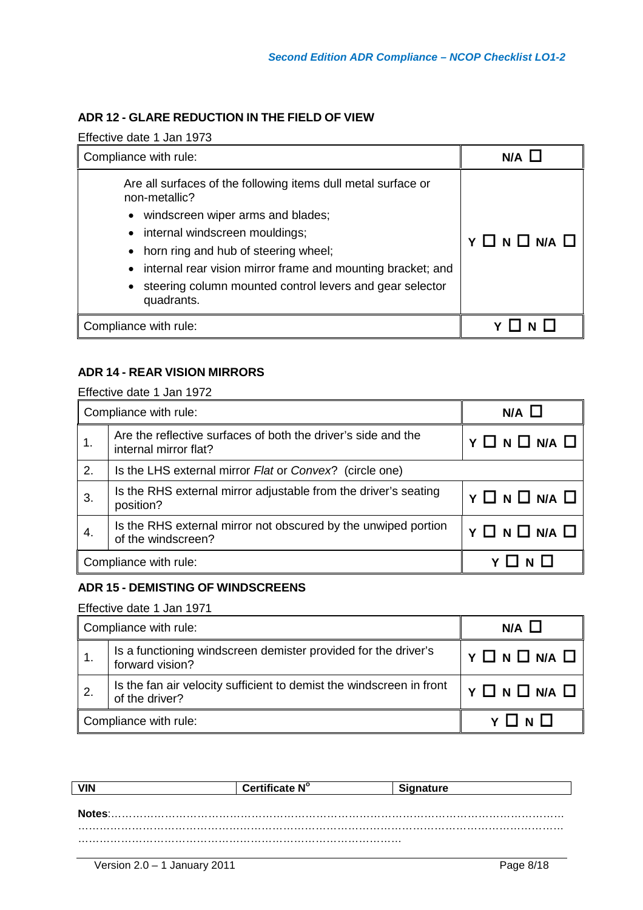### ADR 12 - GLARE REDUCTION IN THE FIELD OF VIEW

Effective date 1 Jan 1973

| Compliance with rule: | N/A ☐ |
|---|---|
| Are all surfaces of the following items dull metal surface or non-metallic?<br>• windscreen wiper arms and blades;<br>• internal windscreen mouldings;<br>• horn ring and hub of steering wheel;<br>• internal rear vision mirror frame and mounting bracket; and<br>• steering column mounted control levers and gear selector quadrants. | Y ☐ N ☐ N/A ☐ |
| Compliance with rule: | Y ☐ N ☐ |

### ADR 14 - REAR VISION MIRRORS

Effective date 1 Jan 1972

| | Compliance with rule: | N/A ☐ |
|---|---|---|
| 1. | Are the reflective surfaces of both the driver's side and the internal mirror flat? | Y ☐ N ☐ N/A ☐ |
| 2. | Is the LHS external mirror *Flat* or *Convex*? (circle one) | |
| 3. | Is the RHS external mirror adjustable from the driver's seating position? | Y ☐ N ☐ N/A ☐ |
| 4. | Is the RHS external mirror not obscured by the unwiped portion of the windscreen? | Y ☐ N ☐ N/A ☐ |
| | Compliance with rule: | Y ☐ N ☐ |

### ADR 15 - DEMISTING OF WINDSCREENS

Effective date 1 Jan 1971

| | Compliance with rule: | N/A ☐ |
|---|---|---|
| 1. | Is a functioning windscreen demister provided for the driver's forward vision? | Y ☐ N ☐ N/A ☐ |
| 2. | Is the fan air velocity sufficient to demist the windscreen in front of the driver? | Y ☐ N ☐ N/A ☐ |
| | Compliance with rule: | Y ☐ N ☐ |

| VIN | Certificate N° | Signature |
|---|---|---|

**Notes**:……………………………………………………………………………………………………………
……………………………………………………………………………………………………………………
………………………………………………………………………………………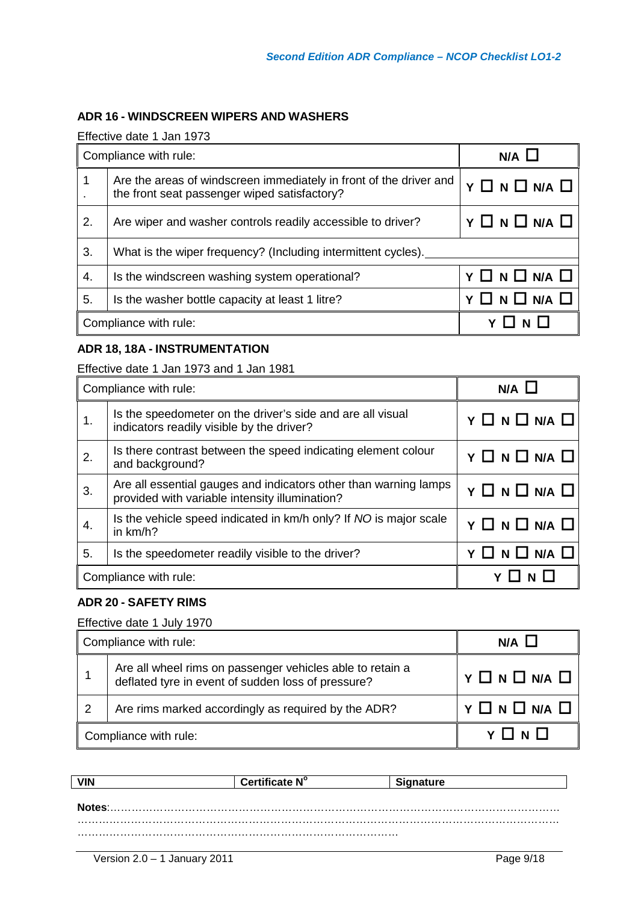## ADR 16 - WINDSCREEN WIPERS AND WASHERS

Effective date 1 Jan 1973

| Compliance with rule: | | N/A ☐ |
|---|---|---|
| 1. | Are the areas of windscreen immediately in front of the driver and the front seat passenger wiped satisfactory? | Y ☐ N ☐ N/A ☐ |
| 2. | Are wiper and washer controls readily accessible to driver? | Y ☐ N ☐ N/A ☐ |
| 3. | What is the wiper frequency? (Including intermittent cycles).\_\_\_\_\_\_\_\_\_\_\_\_ | |
| 4. | Is the windscreen washing system operational? | Y ☐ N ☐ N/A ☐ |
| 5. | Is the washer bottle capacity at least 1 litre? | Y ☐ N ☐ N/A ☐ |
| Compliance with rule: | | Y ☐ N ☐ |

## ADR 18, 18A - INSTRUMENTATION

Effective date 1 Jan 1973 and 1 Jan 1981

| Compliance with rule: | | N/A ☐ |
|---|---|---|
| 1. | Is the speedometer on the driver's side and are all visual indicators readily visible by the driver? | Y ☐ N ☐ N/A ☐ |
| 2. | Is there contrast between the speed indicating element colour and background? | Y ☐ N ☐ N/A ☐ |
| 3. | Are all essential gauges and indicators other than warning lamps provided with variable intensity illumination? | Y ☐ N ☐ N/A ☐ |
| 4. | Is the vehicle speed indicated in km/h only? If *NO* is major scale in km/h? | Y ☐ N ☐ N/A ☐ |
| 5. | Is the speedometer readily visible to the driver? | Y ☐ N ☐ N/A ☐ |
| Compliance with rule: | | Y ☐ N ☐ |

## ADR 20 - SAFETY RIMS

Effective date 1 July 1970

| Compliance with rule: | | N/A ☐ |
|---|---|---|
| 1 | Are all wheel rims on passenger vehicles able to retain a deflated tyre in event of sudden loss of pressure? | Y ☐ N ☐ N/A ☐ |
| 2 | Are rims marked accordingly as required by the ADR? | Y ☐ N ☐ N/A ☐ |
| Compliance with rule: | | Y ☐ N ☐ |

| VIN | Certificate N° | Signature |
|---|---|---|

**Notes**:……………………………………………………………………………………………………………
……………………………………………………………………………………………………………………
…………………………………………………………………………………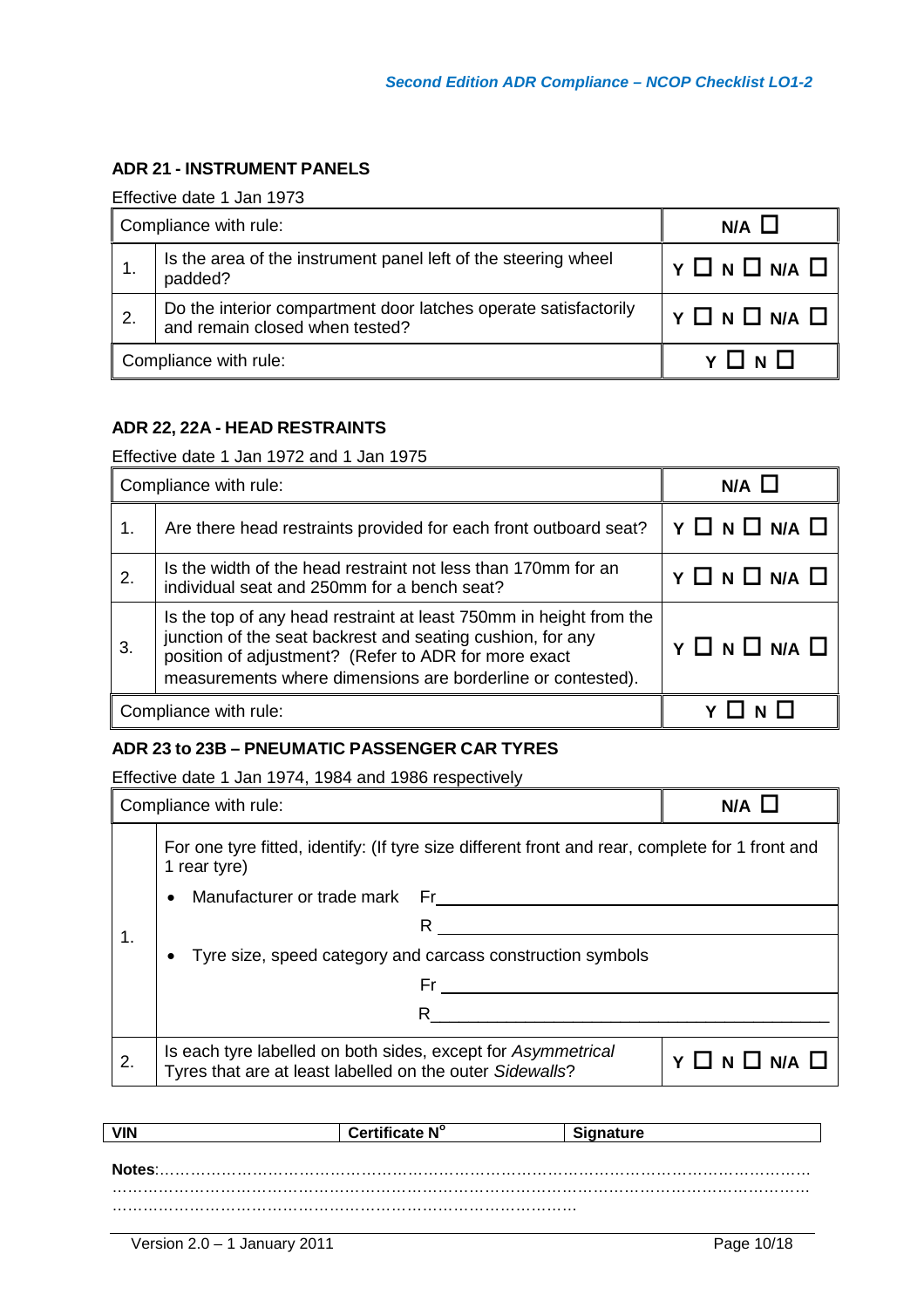## ADR 21 - INSTRUMENT PANELS

Effective date 1 Jan 1973

| Compliance with rule: | | N/A ☐ |
|---|---|---|
| 1. | Is the area of the instrument panel left of the steering wheel padded? | Y ☐ N ☐ N/A ☐ |
| 2. | Do the interior compartment door latches operate satisfactorily and remain closed when tested? | Y ☐ N ☐ N/A ☐ |
| Compliance with rule: | | Y ☐ N ☐ |

## ADR 22, 22A - HEAD RESTRAINTS

Effective date 1 Jan 1972 and 1 Jan 1975

| Compliance with rule: | | N/A ☐ |
|---|---|---|
| 1. | Are there head restraints provided for each front outboard seat? | Y ☐ N ☐ N/A ☐ |
| 2. | Is the width of the head restraint not less than 170mm for an individual seat and 250mm for a bench seat? | Y ☐ N ☐ N/A ☐ |
| 3. | Is the top of any head restraint at least 750mm in height from the junction of the seat backrest and seating cushion, for any position of adjustment? (Refer to ADR for more exact measurements where dimensions are borderline or contested). | Y ☐ N ☐ N/A ☐ |
| Compliance with rule: | | Y ☐ N ☐ |

## ADR 23 to 23B – PNEUMATIC PASSENGER CAR TYRES

Effective date 1 Jan 1974, 1984 and 1986 respectively

| Compliance with rule: | | N/A ☐ |
|---|---|---|
| 1. | For one tyre fitted, identify: (If tyre size different front and rear, complete for 1 front and 1 rear tyre)<br>• Manufacturer or trade mark Fr______________________<br>R______________________<br>• Tyre size, speed category and carcass construction symbols<br>Fr______________________<br>R______________________ | |
| 2. | Is each tyre labelled on both sides, except for *Asymmetrical Tyres* that are at least labelled on the outer *Sidewalls*? | Y ☐ N ☐ N/A ☐ |

| VIN | Certificate N° | Signature |
|---|---|---|

**Notes**:…………………………………………………………………………………………………………
…………………………………………………………………………………………………………………
…………………………………………………………………………………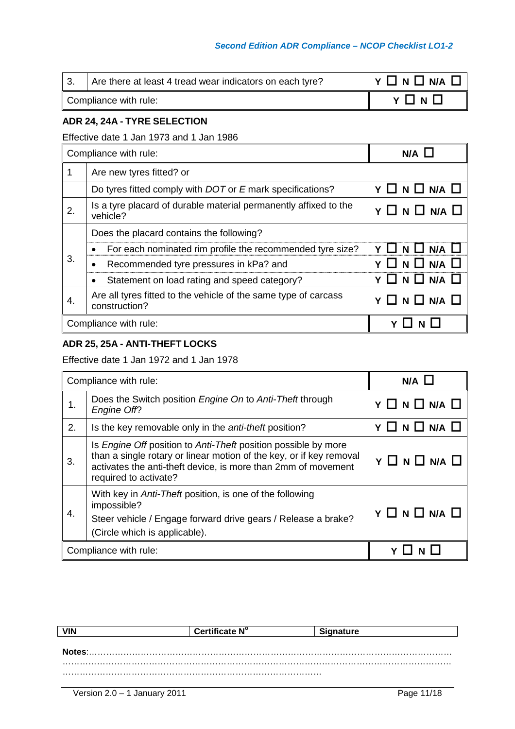| 3. | Are there at least 4 tread wear indicators on each tyre? | Y ☐ N ☐ N/A ☐ |
|---|---|---|
| Compliance with rule: | | Y ☐ N ☐ |

### ADR 24, 24A - TYRE SELECTION

Effective date 1 Jan 1973 and 1 Jan 1986

| Compliance with rule: | | N/A ☐ |
|---|---|---|
| 1 | Are new tyres fitted? or | |
| | Do tyres fitted comply with *DOT* or *E* mark specifications? | Y ☐ N ☐ N/A ☐ |
| 2. | Is a tyre placard of durable material permanently affixed to the vehicle? | Y ☐ N ☐ N/A ☐ |
| 3. | Does the placard contains the following? | |
| | • For each nominated rim profile the recommended tyre size? | Y ☐ N ☐ N/A ☐ |
| | • Recommended tyre pressures in kPa? and | Y ☐ N ☐ N/A ☐ |
| | • Statement on load rating and speed category? | Y ☐ N ☐ N/A ☐ |
| 4. | Are all tyres fitted to the vehicle of the same type of carcass construction? | Y ☐ N ☐ N/A ☐ |
| Compliance with rule: | | Y ☐ N ☐ |

### ADR 25, 25A - ANTI-THEFT LOCKS

Effective date 1 Jan 1972 and 1 Jan 1978

| Compliance with rule: | | N/A ☐ |
|---|---|---|
| 1. | Does the Switch position *Engine On* to *Anti-Theft* through *Engine Off*? | Y ☐ N ☐ N/A ☐ |
| 2. | Is the key removable only in the *anti-theft* position? | Y ☐ N ☐ N/A ☐ |
| 3. | Is *Engine Off* position to *Anti-Theft* position possible by more than a single rotary or linear motion of the key, or if key removal activates the anti-theft device, is more than 2mm of movement required to activate? | Y ☐ N ☐ N/A ☐ |
| 4. | With key in *Anti-Theft* position, is one of the following impossible?<br>Steer vehicle / Engage forward drive gears / Release a brake?<br>(Circle which is applicable). | Y ☐ N ☐ N/A ☐ |
| Compliance with rule: | | Y ☐ N ☐ |

| VIN | Certificate N° | Signature |
|---|---|---|

**Notes**:……………………………………………………………………………………………………………
………………………………………………………………………………………………………………………
……………………………………………………………………………………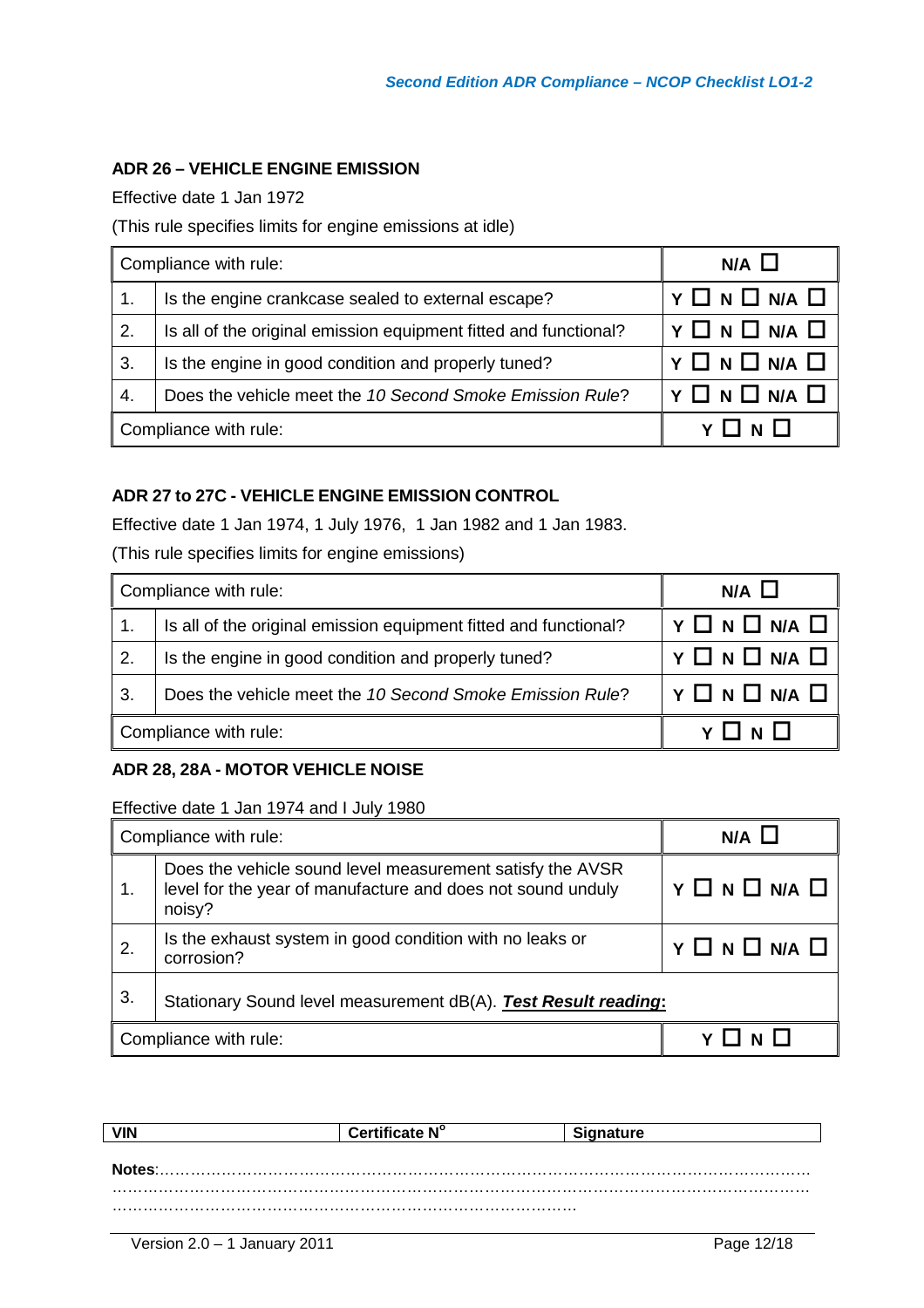### ADR 26 – VEHICLE ENGINE EMISSION

Effective date 1 Jan 1972

(This rule specifies limits for engine emissions at idle)

| Compliance with rule: | | N/A ☐ |
|---|---|---|
| 1. | Is the engine crankcase sealed to external escape? | Y ☐ N ☐ N/A ☐ |
| 2. | Is all of the original emission equipment fitted and functional? | Y ☐ N ☐ N/A ☐ |
| 3. | Is the engine in good condition and properly tuned? | Y ☐ N ☐ N/A ☐ |
| 4. | Does the vehicle meet the *10 Second Smoke Emission Rule*? | Y ☐ N ☐ N/A ☐ |
| Compliance with rule: | | Y ☐ N ☐ |

### ADR 27 to 27C - VEHICLE ENGINE EMISSION CONTROL

Effective date 1 Jan 1974, 1 July 1976, 1 Jan 1982 and 1 Jan 1983.

(This rule specifies limits for engine emissions)

| Compliance with rule: | | N/A ☐ |
|---|---|---|
| 1. | Is all of the original emission equipment fitted and functional? | Y ☐ N ☐ N/A ☐ |
| 2. | Is the engine in good condition and properly tuned? | Y ☐ N ☐ N/A ☐ |
| 3. | Does the vehicle meet the *10 Second Smoke Emission Rule*? | Y ☐ N ☐ N/A ☐ |
| Compliance with rule: | | Y ☐ N ☐ |

### ADR 28, 28A - MOTOR VEHICLE NOISE

Effective date 1 Jan 1974 and I July 1980

| Compliance with rule: | | N/A ☐ |
|---|---|---|
| 1. | Does the vehicle sound level measurement satisfy the AVSR level for the year of manufacture and does not sound unduly noisy? | Y ☐ N ☐ N/A ☐ |
| 2. | Is the exhaust system in good condition with no leaks or corrosion? | Y ☐ N ☐ N/A ☐ |
| 3. | Stationary Sound level measurement dB(A). ***Test Result reading:*** | |
| Compliance with rule: | | Y ☐ N ☐ |

| VIN | Certificate N° | Signature |
|---|---|---|

**Notes**:……………………………………………………………………………………………………………
……………………………………………………………………………………………………………………
………………………………………………………………………………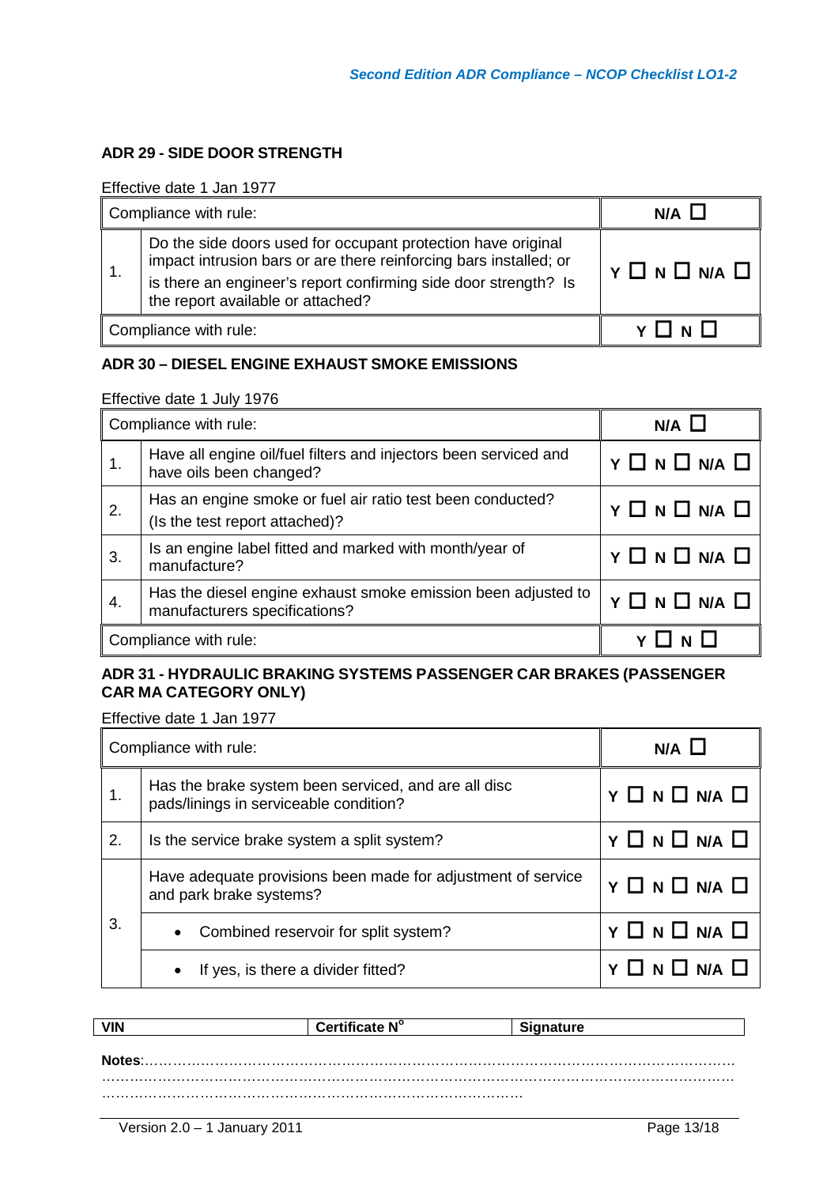## ADR 29 - SIDE DOOR STRENGTH

Effective date 1 Jan 1977

| Compliance with rule: | | N/A ☐ |
|---|---|---|
| 1. | Do the side doors used for occupant protection have original impact intrusion bars or are there reinforcing bars installed; or is there an engineer's report confirming side door strength? Is the report available or attached? | Y ☐ N ☐ N/A ☐ |
| Compliance with rule: | | Y ☐ N ☐ |

## ADR 30 – DIESEL ENGINE EXHAUST SMOKE EMISSIONS

Effective date 1 July 1976

| Compliance with rule: | | N/A ☐ |
|---|---|---|
| 1. | Have all engine oil/fuel filters and injectors been serviced and have oils been changed? | Y ☐ N ☐ N/A ☐ |
| 2. | Has an engine smoke or fuel air ratio test been conducted? (Is the test report attached)? | Y ☐ N ☐ N/A ☐ |
| 3. | Is an engine label fitted and marked with month/year of manufacture? | Y ☐ N ☐ N/A ☐ |
| 4. | Has the diesel engine exhaust smoke emission been adjusted to manufacturers specifications? | Y ☐ N ☐ N/A ☐ |
| Compliance with rule: | | Y ☐ N ☐ |

## ADR 31 - HYDRAULIC BRAKING SYSTEMS PASSENGER CAR BRAKES (PASSENGER CAR MA CATEGORY ONLY)

Effective date 1 Jan 1977

| Compliance with rule: | | N/A ☐ |
|---|---|---|
| 1. | Has the brake system been serviced, and are all disc pads/linings in serviceable condition? | Y ☐ N ☐ N/A ☐ |
| 2. | Is the service brake system a split system? | Y ☐ N ☐ N/A ☐ |
| 3. | Have adequate provisions been made for adjustment of service and park brake systems? | Y ☐ N ☐ N/A ☐ |
| | • Combined reservoir for split system? | Y ☐ N ☐ N/A ☐ |
| | • If yes, is there a divider fitted? | Y ☐ N ☐ N/A ☐ |

| VIN | Certificate N° | Signature |
|---|---|---|

**Notes**:…………………………………………………………………………………………………………
……………………………………………………………………………………………………………………
……………………………………………………………………………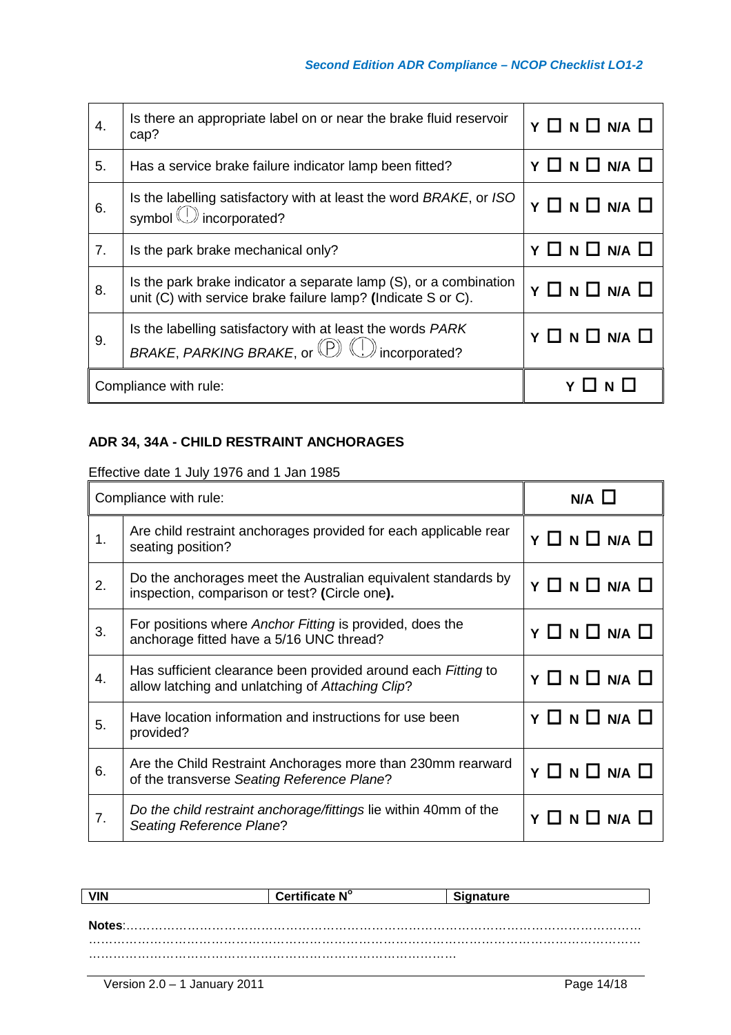| | | |
|---|---|---|
| 4. | Is there an appropriate label on or near the brake fluid reservoir cap? | Y ☐ N ☐ N/A ☐ |
| 5. | Has a service brake failure indicator lamp been fitted? | Y ☐ N ☐ N/A ☐ |
| 6. | Is the labelling satisfactory with at least the word *BRAKE*, or *ISO* symbol (!) incorporated? | Y ☐ N ☐ N/A ☐ |
| 7. | Is the park brake mechanical only? | Y ☐ N ☐ N/A ☐ |
| 8. | Is the park brake indicator a separate lamp (S), or a combination unit (C) with service brake failure lamp? **(**Indicate S or C). | Y ☐ N ☐ N/A ☐ |
| 9. | Is the labelling satisfactory with at least the words *PARK BRAKE*, *PARKING BRAKE*, or (P) (!) incorporated? | Y ☐ N ☐ N/A ☐ |
| Compliance with rule: | | Y ☐ N ☐ |

**ADR 34, 34A - CHILD RESTRAINT ANCHORAGES**

Effective date 1 July 1976 and 1 Jan 1985

| Compliance with rule: | | N/A ☐ |
|---|---|---|
| 1. | Are child restraint anchorages provided for each applicable rear seating position? | Y ☐ N ☐ N/A ☐ |
| 2. | Do the anchorages meet the Australian equivalent standards by inspection, comparison or test? **(**Circle one**).** | Y ☐ N ☐ N/A ☐ |
| 3. | For positions where *Anchor Fitting* is provided, does the anchorage fitted have a 5/16 UNC thread? | Y ☐ N ☐ N/A ☐ |
| 4. | Has sufficient clearance been provided around each *Fitting* to allow latching and unlatching of *Attaching Clip*? | Y ☐ N ☐ N/A ☐ |
| 5. | Have location information and instructions for use been provided? | Y ☐ N ☐ N/A ☐ |
| 6. | Are the Child Restraint Anchorages more than 230mm rearward of the transverse *Seating Reference Plane*? | Y ☐ N ☐ N/A ☐ |
| 7. | *Do the child restraint anchorage/fittings* lie within 40mm of the *Seating Reference Plane*? | Y ☐ N ☐ N/A ☐ |

| **VIN** | **Certificate N°** | **Signature** |
|---|---|---|

**Notes**:…………………………………………………………………………………………………………………
……………………………………………………………………………………………………………………………
……………………………………………………………………………………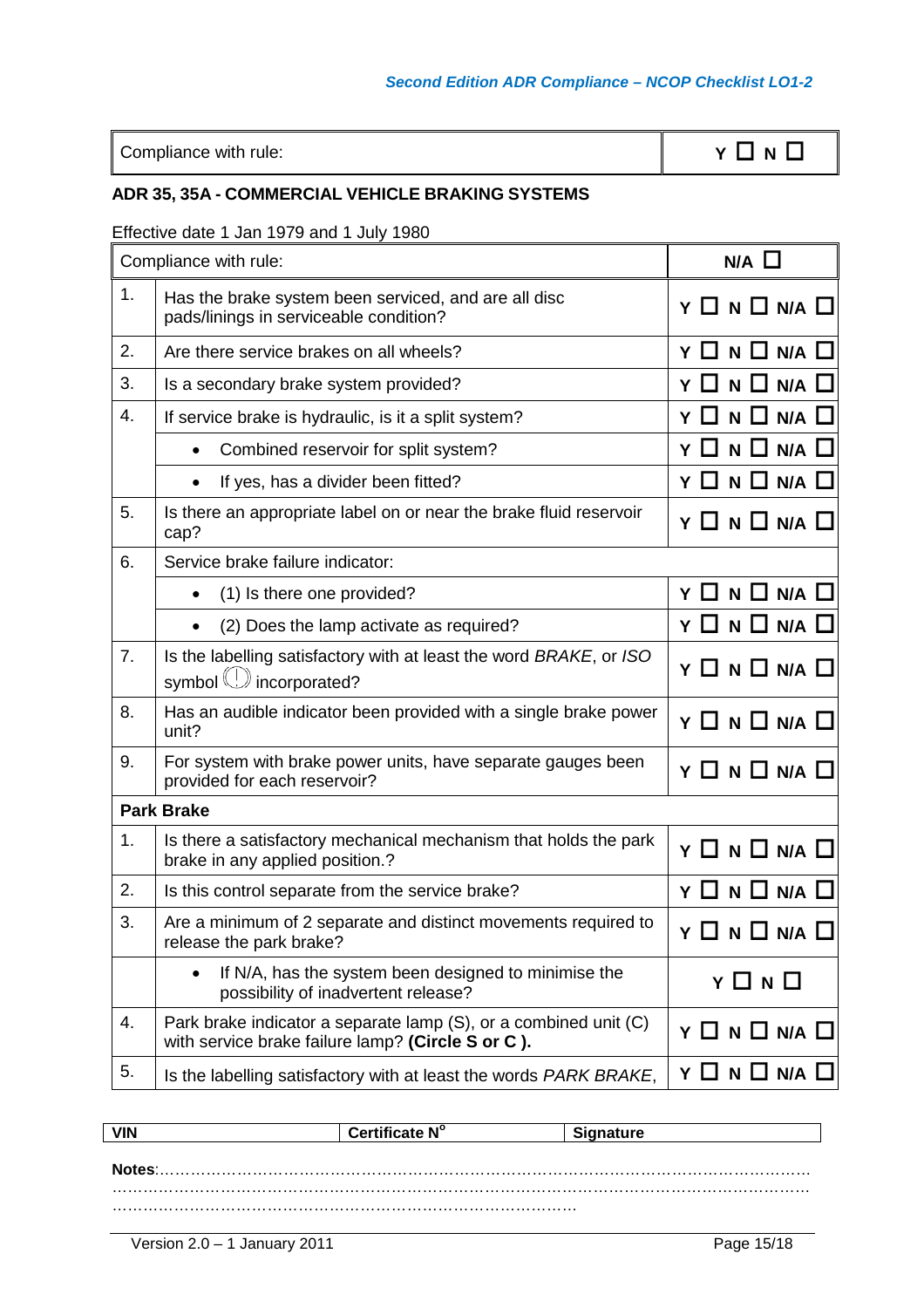| Compliance with rule: | Y ☐ N ☐ |
|---|---|

**ADR 35, 35A - COMMERCIAL VEHICLE BRAKING SYSTEMS**

Effective date 1 Jan 1979 and 1 July 1980

| Compliance with rule: | | N/A ☐ |
|---|---|---|
| 1. | Has the brake system been serviced, and are all disc pads/linings in serviceable condition? | Y ☐ N ☐ N/A ☐ |
| 2. | Are there service brakes on all wheels? | Y ☐ N ☐ N/A ☐ |
| 3. | Is a secondary brake system provided? | Y ☐ N ☐ N/A ☐ |
| 4. | If service brake is hydraulic, is it a split system? | Y ☐ N ☐ N/A ☐ |
| | • Combined reservoir for split system? | Y ☐ N ☐ N/A ☐ |
| | • If yes, has a divider been fitted? | Y ☐ N ☐ N/A ☐ |
| 5. | Is there an appropriate label on or near the brake fluid reservoir cap? | Y ☐ N ☐ N/A ☐ |
| 6. | Service brake failure indicator: | |
| | • (1) Is there one provided? | Y ☐ N ☐ N/A ☐ |
| | • (2) Does the lamp activate as required? | Y ☐ N ☐ N/A ☐ |
| 7. | Is the labelling satisfactory with at least the word *BRAKE*, or *ISO* symbol (!) incorporated? | Y ☐ N ☐ N/A ☐ |
| 8. | Has an audible indicator been provided with a single brake power unit? | Y ☐ N ☐ N/A ☐ |
| 9. | For system with brake power units, have separate gauges been provided for each reservoir? | Y ☐ N ☐ N/A ☐ |
| **Park Brake** | | |
| 1. | Is there a satisfactory mechanical mechanism that holds the park brake in any applied position.? | Y ☐ N ☐ N/A ☐ |
| 2. | Is this control separate from the service brake? | Y ☐ N ☐ N/A ☐ |
| 3. | Are a minimum of 2 separate and distinct movements required to release the park brake? | Y ☐ N ☐ N/A ☐ |
| | • If N/A, has the system been designed to minimise the possibility of inadvertent release? | Y ☐ N ☐ |
| 4. | Park brake indicator a separate lamp (S), or a combined unit (C) with service brake failure lamp? **(Circle S or C ).** | Y ☐ N ☐ N/A ☐ |
| 5. | Is the labelling satisfactory with at least the words *PARK BRAKE*, | Y ☐ N ☐ N/A ☐ |

| VIN | Certificate N° | Signature |
|---|---|---|

**Notes**:……………………………………………………………………………………………………………
……………………………………………………………………………………………………………………
………………………………………………………………………………………

Version 2.0 – 1 January 2011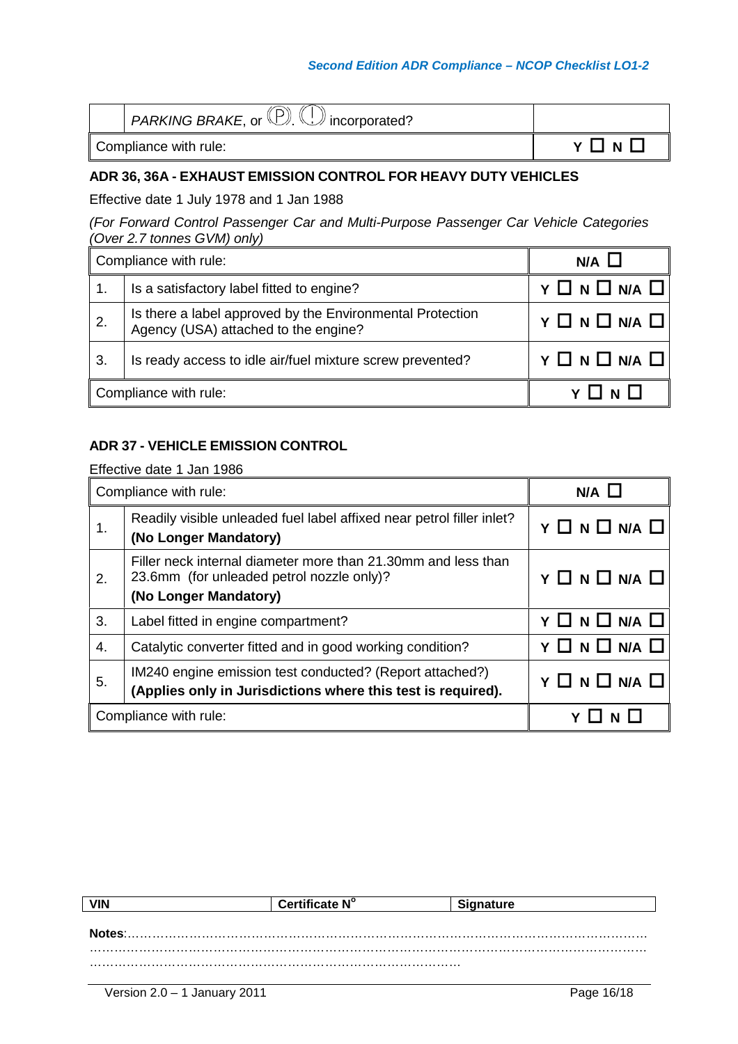| | PARKING BRAKE, or Ⓟ, ⓘ incorporated? | |
|---|---|---|
| Compliance with rule: | | Y ☐ N ☐ |

**ADR 36, 36A - EXHAUST EMISSION CONTROL FOR HEAVY DUTY VEHICLES**

Effective date 1 July 1978 and 1 Jan 1988

*(For Forward Control Passenger Car and Multi-Purpose Passenger Car Vehicle Categories (Over 2.7 tonnes GVM) only)*

| Compliance with rule: | | N/A ☐ |
|---|---|---|
| 1. | Is a satisfactory label fitted to engine? | Y ☐ N ☐ N/A ☐ |
| 2. | Is there a label approved by the Environmental Protection Agency (USA) attached to the engine? | Y ☐ N ☐ N/A ☐ |
| 3. | Is ready access to idle air/fuel mixture screw prevented? | Y ☐ N ☐ N/A ☐ |
| Compliance with rule: | | Y ☐ N ☐ |

**ADR 37 - VEHICLE EMISSION CONTROL**

Effective date 1 Jan 1986

| Compliance with rule: | | N/A ☐ |
|---|---|---|
| 1. | Readily visible unleaded fuel label affixed near petrol filler inlet? **(No Longer Mandatory)** | Y ☐ N ☐ N/A ☐ |
| 2. | Filler neck internal diameter more than 21.30mm and less than 23.6mm (for unleaded petrol nozzle only)? **(No Longer Mandatory)** | Y ☐ N ☐ N/A ☐ |
| 3. | Label fitted in engine compartment? | Y ☐ N ☐ N/A ☐ |
| 4. | Catalytic converter fitted and in good working condition? | Y ☐ N ☐ N/A ☐ |
| 5. | IM240 engine emission test conducted? (Report attached?) **(Applies only in Jurisdictions where this test is required).** | Y ☐ N ☐ N/A ☐ |
| Compliance with rule: | | Y ☐ N ☐ |

| VIN | Certificate N° | Signature |
|---|---|---|

**Notes**:…………………………………………………………………………………………………………
…………………………………………………………………………………………………………………
………………………………………………………………………………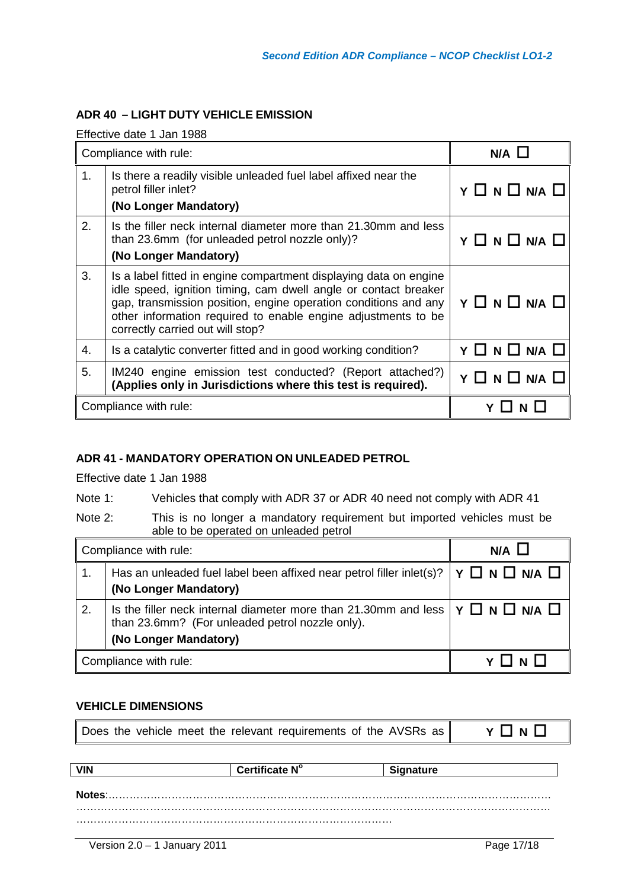## ADR 40 – LIGHT DUTY VEHICLE EMISSION

Effective date 1 Jan 1988

| Compliance with rule: | | N/A ☐ |
|---|---|---|
| 1. | Is there a readily visible unleaded fuel label affixed near the petrol filler inlet?<br>**(No Longer Mandatory)** | Y ☐ N ☐ N/A ☐ |
| 2. | Is the filler neck internal diameter more than 21.30mm and less than 23.6mm (for unleaded petrol nozzle only)?<br>**(No Longer Mandatory)** | Y ☐ N ☐ N/A ☐ |
| 3. | Is a label fitted in engine compartment displaying data on engine idle speed, ignition timing, cam dwell angle or contact breaker gap, transmission position, engine operation conditions and any other information required to enable engine adjustments to be correctly carried out will stop? | Y ☐ N ☐ N/A ☐ |
| 4. | Is a catalytic converter fitted and in good working condition? | Y ☐ N ☐ N/A ☐ |
| 5. | IM240 engine emission test conducted? (Report attached?) **(Applies only in Jurisdictions where this test is required).** | Y ☐ N ☐ N/A ☐ |
| Compliance with rule: | | Y ☐ N ☐ |

## ADR 41 - MANDATORY OPERATION ON UNLEADED PETROL

Effective date 1 Jan 1988

Note 1: Vehicles that comply with ADR 37 or ADR 40 need not comply with ADR 41

Note 2: This is no longer a mandatory requirement but imported vehicles must be able to be operated on unleaded petrol

| Compliance with rule: | | N/A ☐ |
|---|---|---|
| 1. | Has an unleaded fuel label been affixed near petrol filler inlet(s)?<br>**(No Longer Mandatory)** | Y ☐ N ☐ N/A ☐ |
| 2. | Is the filler neck internal diameter more than 21.30mm and less than 23.6mm? (For unleaded petrol nozzle only).<br>**(No Longer Mandatory)** | Y ☐ N ☐ N/A ☐ |
| Compliance with rule: | | Y ☐ N ☐ |

## VEHICLE DIMENSIONS

| Does the vehicle meet the relevant requirements of the AVSRs as | Y ☐ N ☐ |
|---|---|

| VIN | Certificate N° | Signature |
|---|---|---|

**Notes**:…………………………………………………………………………………………………………
…………………………………………………………………………………………………………………
………………………………………………………………………………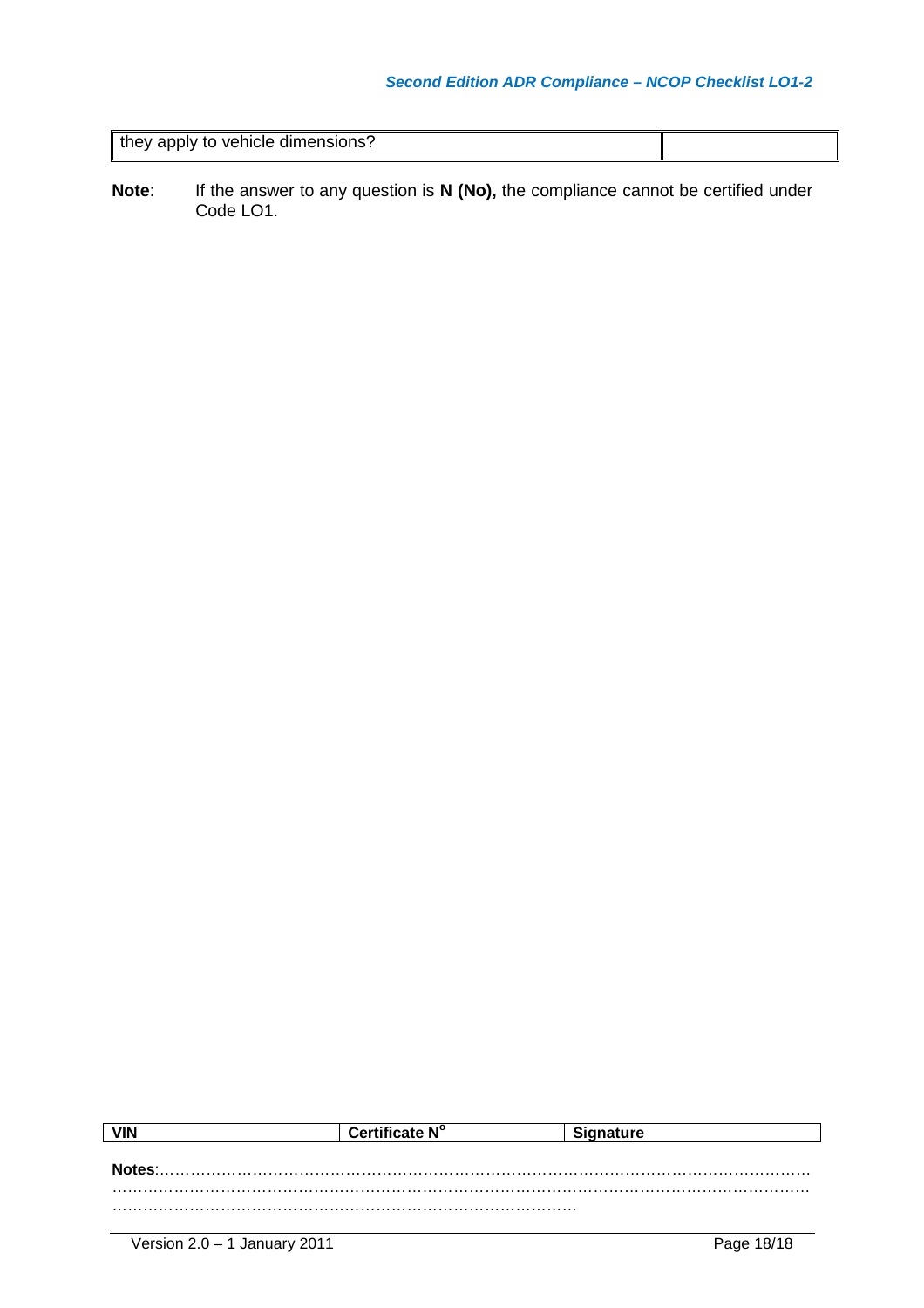| | |
|---|---|
| they apply to vehicle dimensions? | |

**Note**: If the answer to any question is **N (No),** the compliance cannot be certified under Code LO1.

| **VIN** | **Certificate N°** | **Signature** |
|---|---|---|

**Notes**:…………………………………………………………………………………………………………
……………………………………………………………………………………………………………………
…………………………………………………………………………………